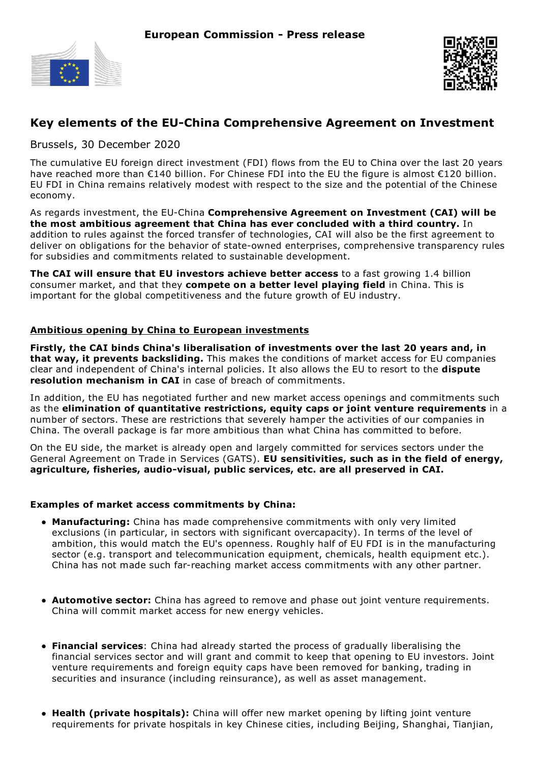European Commission - Press release

# Key elements of the EU-China Comprehensive Agreement on Investment

Brussels, 30 December 2020

The cumulative EU foreign direct investment (FDI) flows from the EU to China over the last 20 years have reached more than €140 billion. For Chinese FDI into the EU the figure is almost €120 billion. EU FDI in China remains relatively modest with respect to the size and the potential of the Chinese economy.

As regards investment, the EU-China **Comprehensive Agreement on Investment (CAI) will be the most ambitious agreement that China has ever concluded with a third country.** In addition to rules against the forced transfer of technologies, CAI will also be the first agreement to deliver on obligations for the behavior of state-owned enterprises, comprehensive transparency rules for subsidies and commitments related to sustainable development.

**The CAI will ensure that EU investors achieve better access** to a fast growing 1.4 billion consumer market, and that they **compete on a better level playing field** in China. This is important for the global competitiveness and the future growth of EU industry.

## Ambitious opening by China to European investments

**Firstly, the CAI binds China's liberalisation of investments over the last 20 years and, in that way, it prevents backsliding.** This makes the conditions of market access for EU companies clear and independent of China's internal policies. It also allows the EU to resort to the **dispute resolution mechanism in CAI** in case of breach of commitments.

In addition, the EU has negotiated further and new market access openings and commitments such as the **elimination of quantitative restrictions, equity caps or joint venture requirements** in a number of sectors. These are restrictions that severely hamper the activities of our companies in China. The overall package is far more ambitious than what China has committed to before.

On the EU side, the market is already open and largely committed for services sectors under the General Agreement on Trade in Services (GATS). **EU sensitivities, such as in the field of energy, agriculture, fisheries, audio-visual, public services, etc. are all preserved in CAI.**

### Examples of market access commitments by China:

- **Manufacturing:** China has made comprehensive commitments with only very limited exclusions (in particular, in sectors with significant overcapacity). In terms of the level of ambition, this would match the EU's openness. Roughly half of EU FDI is in the manufacturing sector (e.g. transport and telecommunication equipment, chemicals, health equipment etc.). China has not made such far-reaching market access commitments with any other partner.

- **Automotive sector:** China has agreed to remove and phase out joint venture requirements. China will commit market access for new energy vehicles.

- **Financial services**: China had already started the process of gradually liberalising the financial services sector and will grant and commit to keep that opening to EU investors. Joint venture requirements and foreign equity caps have been removed for banking, trading in securities and insurance (including reinsurance), as well as asset management.

- **Health (private hospitals):** China will offer new market opening by lifting joint venture requirements for private hospitals in key Chinese cities, including Beijing, Shanghai, Tianjian,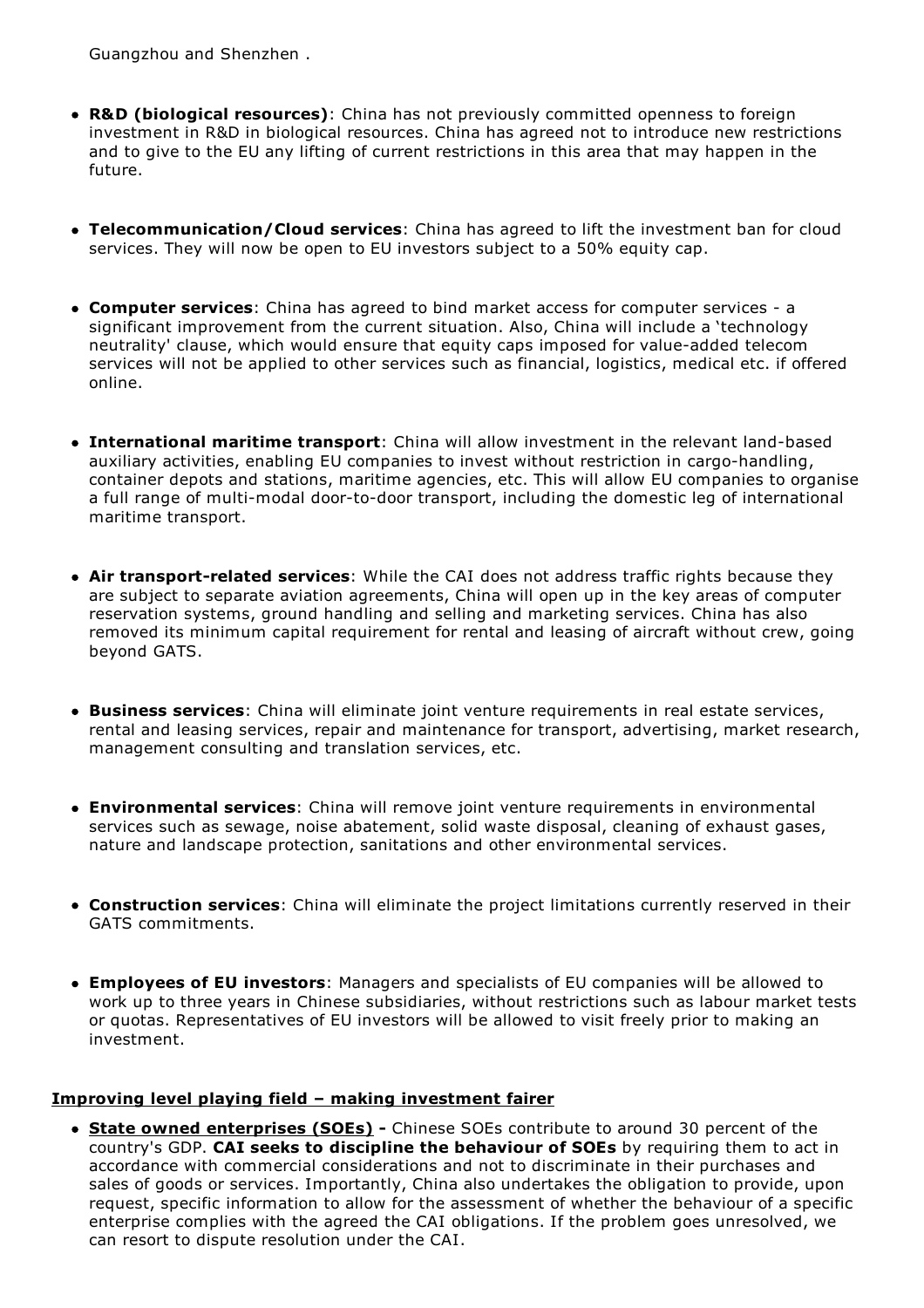Guangzhou and Shenzhen .

- **R&D (biological resources)**: China has not previously committed openness to foreign investment in R&D in biological resources. China has agreed not to introduce new restrictions and to give to the EU any lifting of current restrictions in this area that may happen in the future.

- **Telecommunication/Cloud services**: China has agreed to lift the investment ban for cloud services. They will now be open to EU investors subject to a 50% equity cap.

- **Computer services**: China has agreed to bind market access for computer services - a significant improvement from the current situation. Also, China will include a 'technology neutrality' clause, which would ensure that equity caps imposed for value-added telecom services will not be applied to other services such as financial, logistics, medical etc. if offered online.

- **International maritime transport**: China will allow investment in the relevant land-based auxiliary activities, enabling EU companies to invest without restriction in cargo-handling, container depots and stations, maritime agencies, etc. This will allow EU companies to organise a full range of multi-modal door-to-door transport, including the domestic leg of international maritime transport.

- **Air transport-related services**: While the CAI does not address traffic rights because they are subject to separate aviation agreements, China will open up in the key areas of computer reservation systems, ground handling and selling and marketing services. China has also removed its minimum capital requirement for rental and leasing of aircraft without crew, going beyond GATS.

- **Business services**: China will eliminate joint venture requirements in real estate services, rental and leasing services, repair and maintenance for transport, advertising, market research, management consulting and translation services, etc.

- **Environmental services**: China will remove joint venture requirements in environmental services such as sewage, noise abatement, solid waste disposal, cleaning of exhaust gases, nature and landscape protection, sanitations and other environmental services.

- **Construction services**: China will eliminate the project limitations currently reserved in their GATS commitments.

- **Employees of EU investors**: Managers and specialists of EU companies will be allowed to work up to three years in Chinese subsidiaries, without restrictions such as labour market tests or quotas. Representatives of EU investors will be allowed to visit freely prior to making an investment.

### Improving level playing field – making investment fairer

- **State owned enterprises (SOEs) -** Chinese SOEs contribute to around 30 percent of the country's GDP. **CAI seeks to discipline the behaviour of SOEs** by requiring them to act in accordance with commercial considerations and not to discriminate in their purchases and sales of goods or services. Importantly, China also undertakes the obligation to provide, upon request, specific information to allow for the assessment of whether the behaviour of a specific enterprise complies with the agreed the CAI obligations. If the problem goes unresolved, we can resort to dispute resolution under the CAI.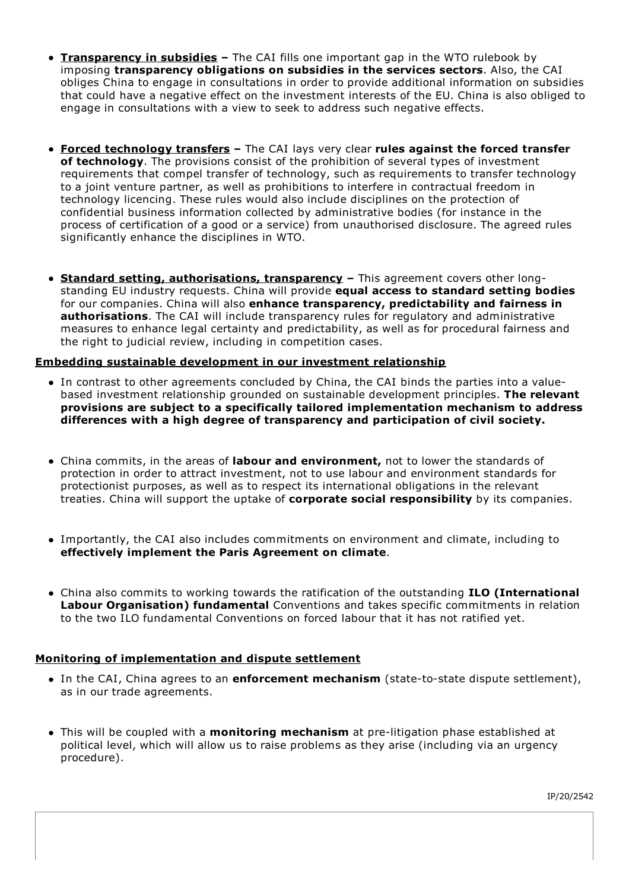- **Transparency in subsidies** – The CAI fills one important gap in the WTO rulebook by imposing **transparency obligations on subsidies in the services sectors**. Also, the CAI obliges China to engage in consultations in order to provide additional information on subsidies that could have a negative effect on the investment interests of the EU. China is also obliged to engage in consultations with a view to seek to address such negative effects.

- **Forced technology transfers** – The CAI lays very clear **rules against the forced transfer of technology**. The provisions consist of the prohibition of several types of investment requirements that compel transfer of technology, such as requirements to transfer technology to a joint venture partner, as well as prohibitions to interfere in contractual freedom in technology licencing. These rules would also include disciplines on the protection of confidential business information collected by administrative bodies (for instance in the process of certification of a good or a service) from unauthorised disclosure. The agreed rules significantly enhance the disciplines in WTO.

- **Standard setting, authorisations, transparency** – This agreement covers other long-standing EU industry requests. China will provide **equal access to standard setting bodies** for our companies. China will also **enhance transparency, predictability and fairness in authorisations**. The CAI will include transparency rules for regulatory and administrative measures to enhance legal certainty and predictability, as well as for procedural fairness and the right to judicial review, including in competition cases.

**Embedding sustainable development in our investment relationship**

- In contrast to other agreements concluded by China, the CAI binds the parties into a value-based investment relationship grounded on sustainable development principles. **The relevant provisions are subject to a specifically tailored implementation mechanism to address differences with a high degree of transparency and participation of civil society.**

- China commits, in the areas of **labour and environment,** not to lower the standards of protection in order to attract investment, not to use labour and environment standards for protectionist purposes, as well as to respect its international obligations in the relevant treaties. China will support the uptake of **corporate social responsibility** by its companies.

- Importantly, the CAI also includes commitments on environment and climate, including to **effectively implement the Paris Agreement on climate**.

- China also commits to working towards the ratification of the outstanding **ILO (International Labour Organisation) fundamental** Conventions and takes specific commitments in relation to the two ILO fundamental Conventions on forced labour that it has not ratified yet.

**Monitoring of implementation and dispute settlement**

- In the CAI, China agrees to an **enforcement mechanism** (state-to-state dispute settlement), as in our trade agreements.

- This will be coupled with a **monitoring mechanism** at pre-litigation phase established at political level, which will allow us to raise problems as they arise (including via an urgency procedure).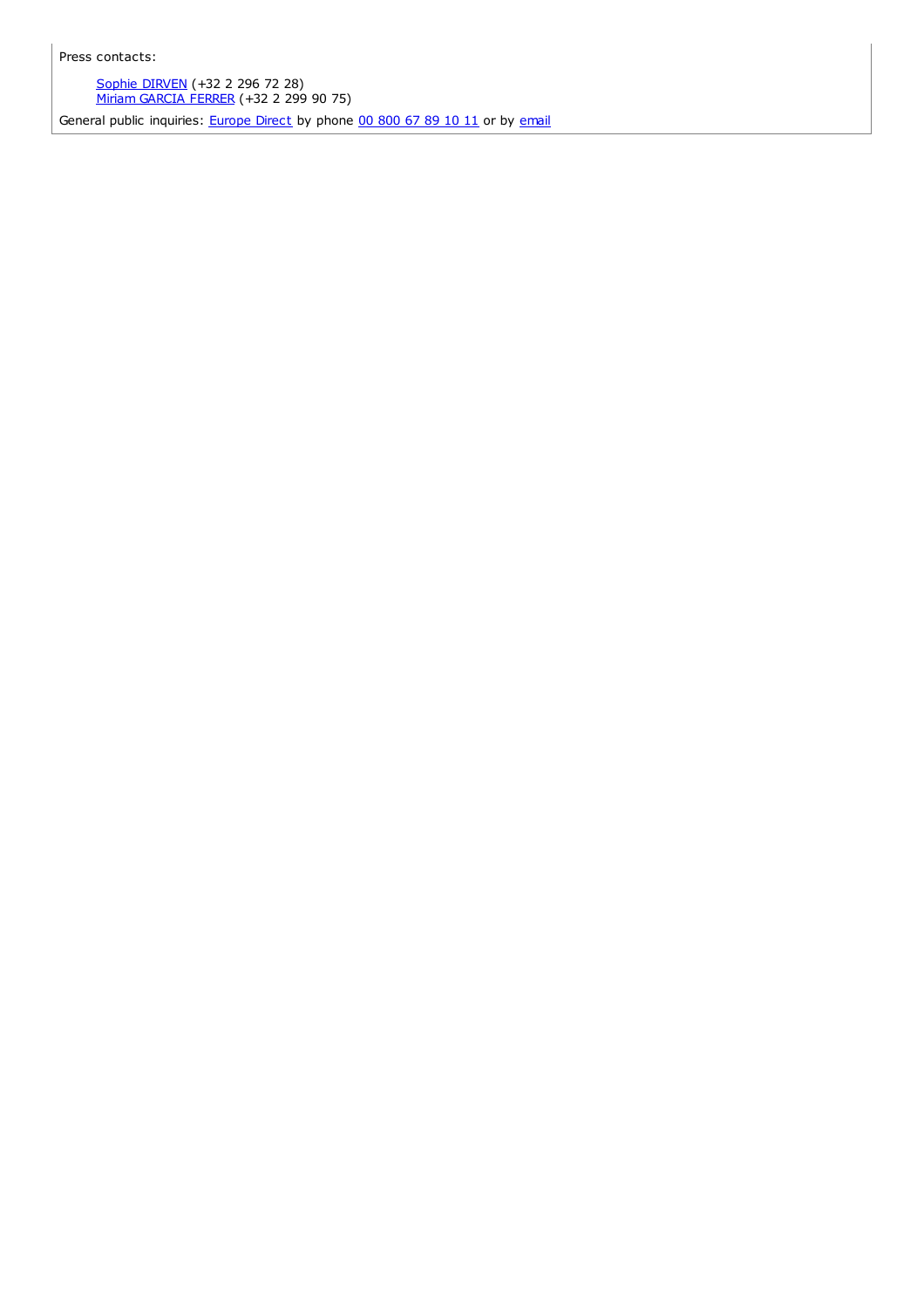Press contacts:

- Sophie DIRVEN (+32 2 296 72 28)
- Miriam GARCIA FERRER (+32 2 299 90 75)

General public inquiries: Europe Direct by phone 00 800 67 89 10 11 or by email